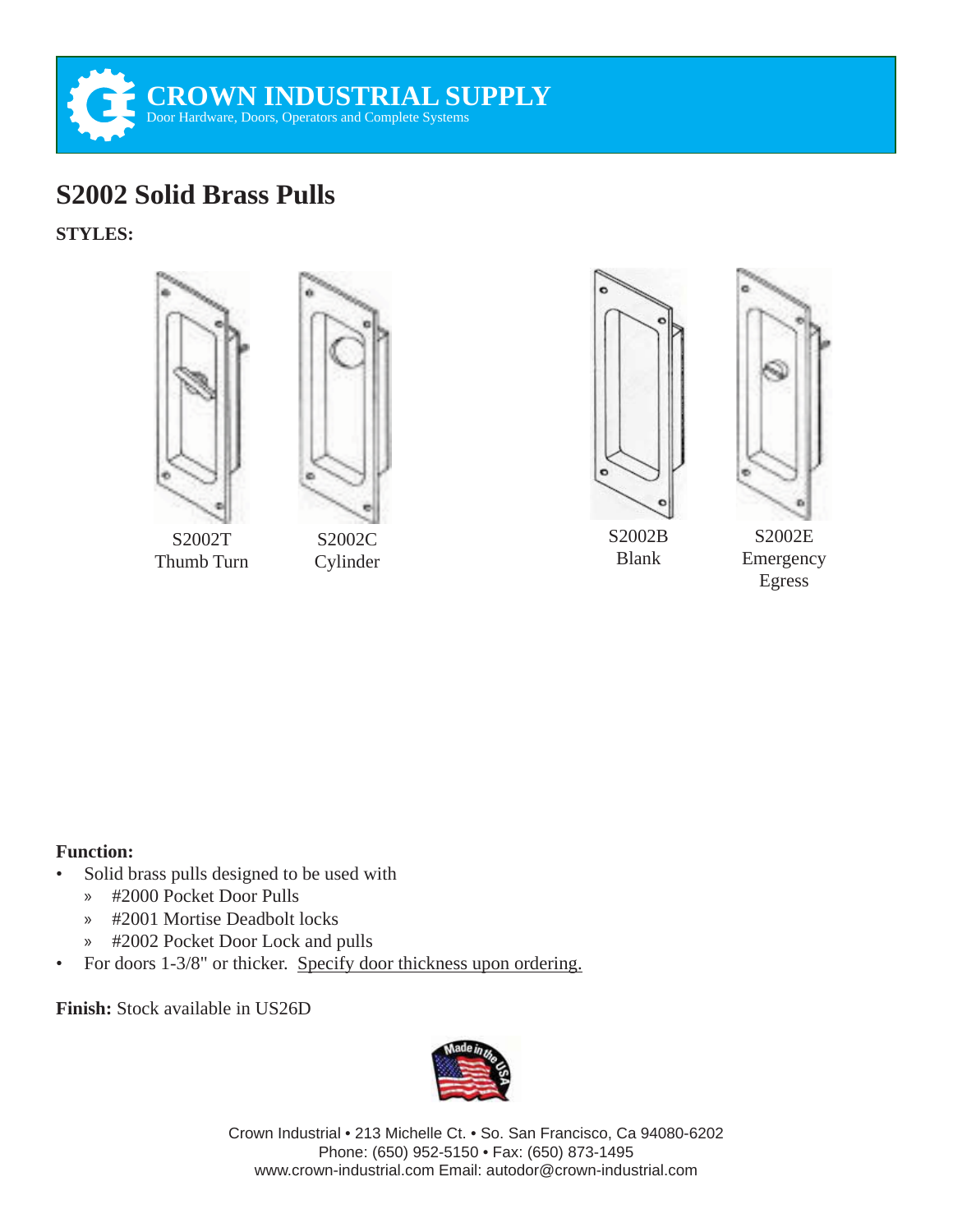CROWN INDUSTRIAL SUPPLY
Door Hardware, Doors, Operators and Complete Systems

# S2002 Solid Brass Pulls

**STYLES:**

S2002T
Thumb Turn

S2002C
Cylinder

S2002B
Blank

S2002E
Emergency
Egress

**Function:**

- Solid brass pulls designed to be used with
  - #2000 Pocket Door Pulls
  - #2001 Mortise Deadbolt locks
  - #2002 Pocket Door Lock and pulls
- For doors 1-3/8" or thicker. Specify door thickness upon ordering.

**Finish:** Stock available in US26D

Crown Industrial • 213 Michelle Ct. • So. San Francisco, Ca 94080-6202
Phone: (650) 952-5150 • Fax: (650) 873-1495
www.crown-industrial.com Email: autodor@crown-industrial.com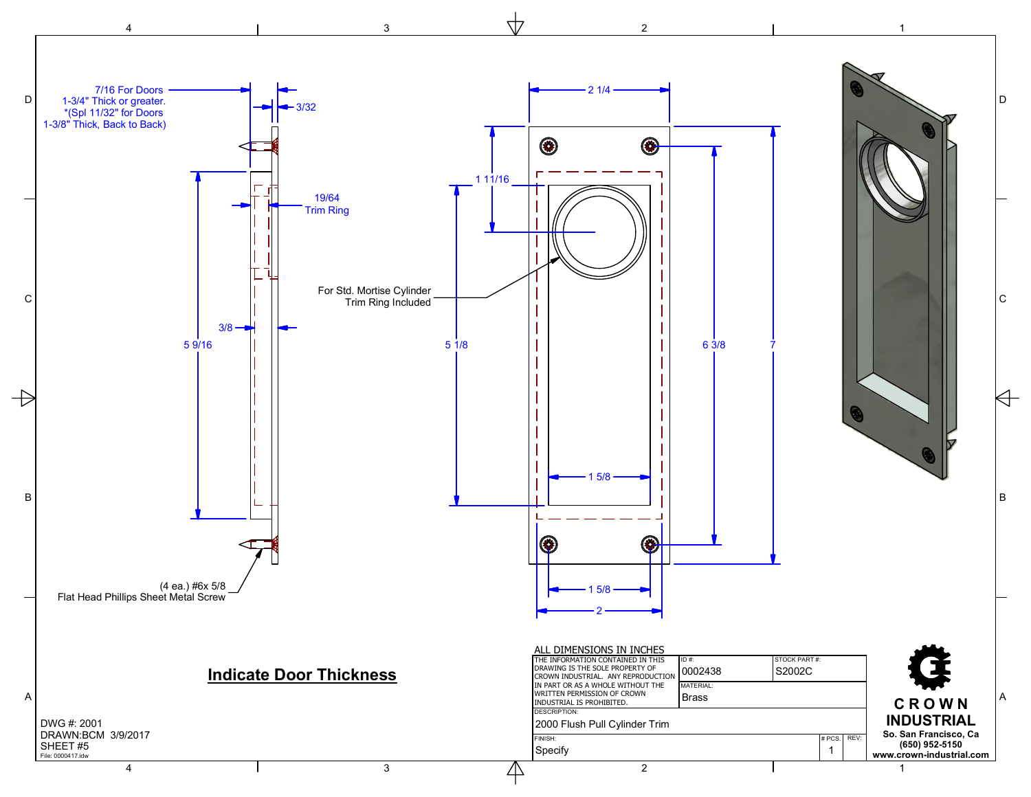7/16 For Doors
1-3/4" Thick or greater.
*(Spl 11/32" for Doors
1-3/8" Thick, Back to Back)

3/32

19/64
Trim Ring

3/8

5 9/16

(4 ea.) #6x 5/8
Flat Head Phillips Sheet Metal Screw

2 1/4

1 11/16

For Std. Mortise Cylinder
Trim Ring Included

5 1/8

6 3/8

7

1 5/8

1 5/8

2

**Indicate Door Thickness**

ALL DIMENSIONS IN INCHES

| | | |
|---|---|---|
| THE INFORMATION CONTAINED IN THIS DRAWING IS THE SOLE PROPERTY OF CROWN INDUSTRIAL. ANY REPRODUCTION IN PART OR AS A WHOLE WITHOUT THE WRITTEN PERMISSION OF CROWN INDUSTRIAL IS PROHIBITED. | ID #: 0002438 | STOCK PART #: S2002C |
| | MATERIAL: Brass | |
| DESCRIPTION: 2000 Flush Pull Cylinder Trim | | |
| FINISH: Specify | # PCS. 1 | REV: |

CROWN INDUSTRIAL
So. San Francisco, Ca
(650) 952-5150
www.crown-industrial.com

DWG #: 2001
DRAWN:BCM 3/9/2017
SHEET #5
File: 0000417.idw